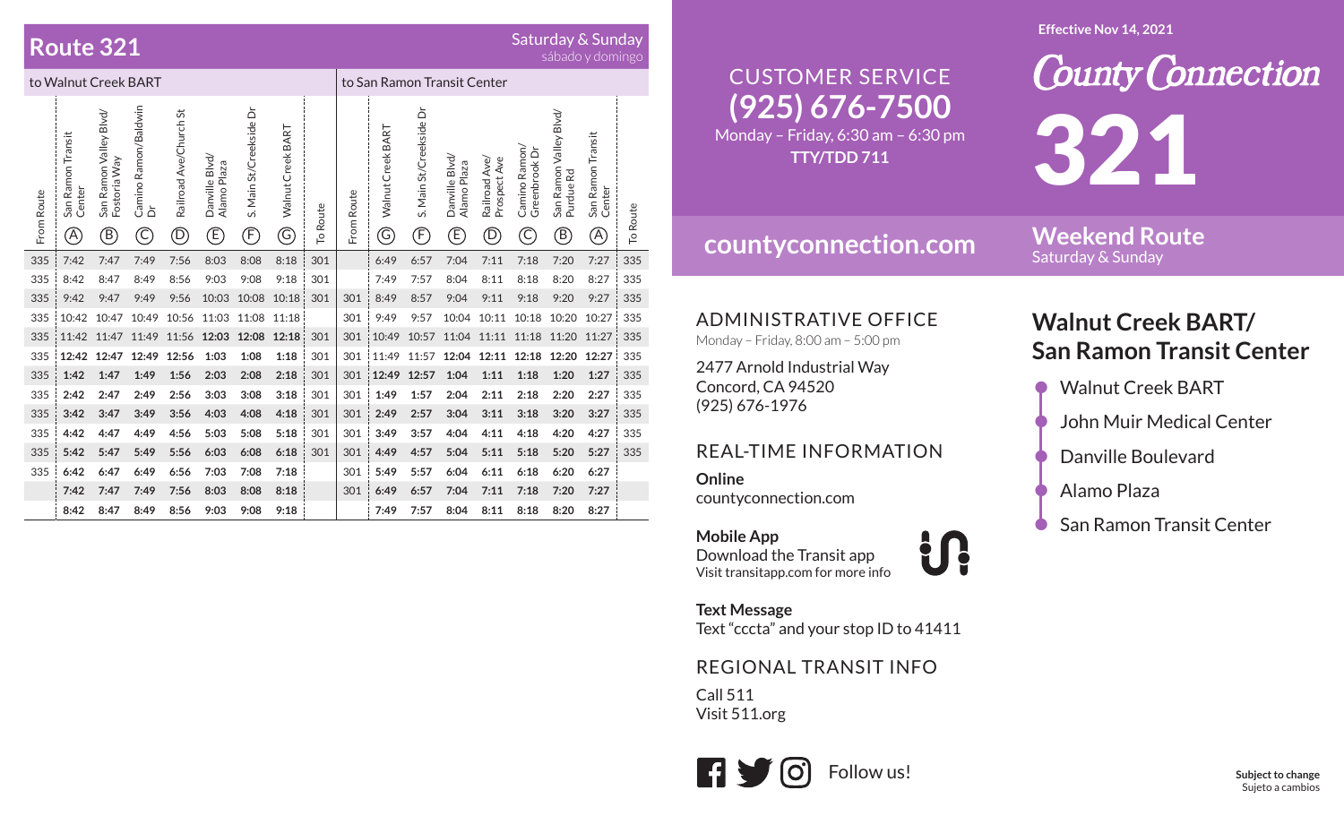# Route 321

Saturday & Sunday
sábado y domingo

| to Walnut Creek BART | | | | | | | | | to San Ramon Transit Center | | | | | | | | |
|---|---|---|---|---|---|---|---|---|---|---|---|---|---|---|---|---|---|
| From Route | San Ramon Transit Center (A) | San Ramon Valley Blvd/ Fostoria Way (B) | Camino Ramon/Baldwin Dr (C) | Railroad Ave/Church St (D) | Danville Blvd/ Alamo Plaza (E) | S. Main St/Creekside Dr (F) | Walnut Creek BART (G) | To Route | From Route | Walnut Creek BART (G) | S. Main St/Creekside Dr (F) | Danville Blvd/ Alamo Plaza (E) | Railroad Ave/ Prospect Ave (D) | Camino Ramon/ Greenbrook Dr (C) | San Ramon Valley Blvd/ Purdue Rd (B) | San Ramon Transit Center (A) | To Route |
| 335 | 7:42 | 7:47 | 7:49 | 7:56 | 8:03 | 8:08 | 8:18 | 301 | | 6:49 | 6:57 | 7:04 | 7:11 | 7:18 | 7:20 | 7:27 | 335 |
| 335 | 8:42 | 8:47 | 8:49 | 8:56 | 9:03 | 9:08 | 9:18 | 301 | | 7:49 | 7:57 | 8:04 | 8:11 | 8:18 | 8:20 | 8:27 | 335 |
| 335 | 9:42 | 9:47 | 9:49 | 9:56 | 10:03 | 10:08 | 10:18 | 301 | 301 | 8:49 | 8:57 | 9:04 | 9:11 | 9:18 | 9:20 | 9:27 | 335 |
| 335 | 10:42 | 10:47 | 10:49 | 10:56 | 11:03 | 11:08 | 11:18 | | 301 | 9:49 | 9:57 | 10:04 | 10:11 | 10:18 | 10:20 | 10:27 | 335 |
| 335 | 11:42 | 11:47 | 11:49 | 11:56 | **12:03** | **12:08** | **12:18** | 301 | 301 | 10:49 | 10:57 | 11:04 | 11:11 | 11:18 | 11:20 | 11:27 | 335 |
| 335 | **12:42** | **12:47** | **12:49** | **12:56** | **1:03** | **1:08** | **1:18** | 301 | 301 | 11:49 | 11:57 | **12:04** | **12:11** | **12:18** | **12:20** | **12:27** | 335 |
| 335 | **1:42** | **1:47** | **1:49** | **1:56** | **2:03** | **2:08** | **2:18** | 301 | 301 | **12:49** | **12:57** | **1:04** | **1:11** | **1:18** | **1:20** | **1:27** | 335 |
| 335 | **2:42** | **2:47** | **2:49** | **2:56** | **3:03** | **3:08** | **3:18** | 301 | 301 | **1:49** | **1:57** | **2:04** | **2:11** | **2:18** | **2:20** | **2:27** | 335 |
| 335 | **3:42** | **3:47** | **3:49** | **3:56** | **4:03** | **4:08** | **4:18** | 301 | 301 | **2:49** | **2:57** | **3:04** | **3:11** | **3:18** | **3:20** | **3:27** | 335 |
| 335 | **4:42** | **4:47** | **4:49** | **4:56** | **5:03** | **5:08** | **5:18** | 301 | 301 | **3:49** | **3:57** | **4:04** | **4:11** | **4:18** | **4:20** | **4:27** | 335 |
| 335 | **5:42** | **5:47** | **5:49** | **5:56** | **6:03** | **6:08** | **6:18** | 301 | 301 | **4:49** | **4:57** | **5:04** | **5:11** | **5:18** | **5:20** | **5:27** | 335 |
| 335 | **6:42** | **6:47** | **6:49** | **6:56** | **7:03** | **7:08** | **7:18** | | 301 | **5:49** | **5:57** | **6:04** | **6:11** | **6:18** | **6:20** | **6:27** | |
| | **7:42** | **7:47** | **7:49** | **7:56** | **8:03** | **8:08** | **8:18** | | 301 | **6:49** | **6:57** | **7:04** | **7:11** | **7:18** | **7:20** | **7:27** | |
| | **8:42** | **8:47** | **8:49** | **8:56** | **9:03** | **9:08** | **9:18** | | | **7:49** | **7:57** | **8:04** | **8:11** | **8:18** | **8:20** | **8:27** | |

## CUSTOMER SERVICE

**(925) 676-7500**

Monday – Friday, 6:30 am – 6:30 pm

**TTY/TDD 711**

## countyconnection.com

## ADMINISTRATIVE OFFICE

Monday – Friday, 8:00 am – 5:00 pm

2477 Arnold Industrial Way
Concord, CA 94520
(925) 676-1976

## REAL-TIME INFORMATION

**Online**
countyconnection.com

**Mobile App**
Download the Transit app
Visit transitapp.com for more info

**Text Message**
Text "cccta" and your stop ID to 41411

## REGIONAL TRANSIT INFO

Call 511
Visit 511.org

Follow us!

Effective Nov 14, 2021

# County Connection 321

## Weekend Route

Saturday & Sunday

## Walnut Creek BART/ San Ramon Transit Center

- Walnut Creek BART
- John Muir Medical Center
- Danville Boulevard
- Alamo Plaza
- San Ramon Transit Center

**Subject to change**
Sujeto a cambios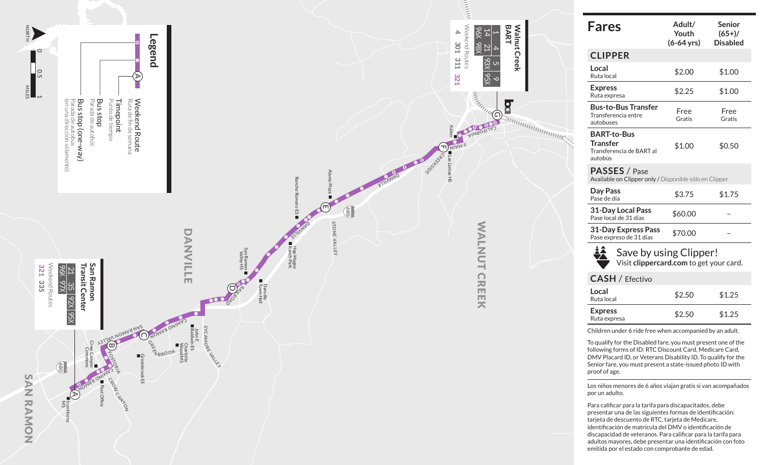## Legend

- Weekend Route / Ruta de fin de semana
- Ⓐ Timepoint / Punto de tiempo
- Bus stop / Parada de autobús
- Bus stop (one-way) / Parada de autobús (en una dirección sólamente)

NORTH

0 0.5 1 MILES

**Walnut Creek BART**

1 4 5 9
14 21 93X 95X
96X 98X

Weekend Routes
4 301 311 321

**San Ramon Transit Center**

21 35 92X 95X
96X 97X

Weekend Routes
321 335

DANVILLE

WALNUT CREEK

SAN RAMON

Ⓐ Ⓑ Ⓒ Ⓓ Ⓔ Ⓕ Ⓖ

CALIFORNIA, S MAIN, CREEKSIDE, DANVILLE, STONE VALLEY, RAILROAD, SYCAMORE VALLEY, CAMINO RAMON, GREENBROOK, SAN RAMON VALLEY, FOSTORIA, CROW CANYON, 680

Kaiser, Las Lomas HS, Alamo Plaza, Rancho Romero ES, Hap Magee Ranch Park, San Ramon Valley HS, Danville Town Hall, John F. Baldwin ES, Charlotte Wood MS, Greenbrook ES, Crow Canyon Commons, Post Office, Iron Horse MS

# Fares

| Fares | Adult/Youth (6-64 yrs) | Senior (65+)/Disabled |
|---|---|---|
| **CLIPPER** | | |
| **Local** Ruta local | $2.00 | $1.00 |
| **Express** Ruta expresa | $2.25 | $1.00 |
| **Bus-to-Bus Transfer** Transferencia entre autobuses | Free Gratis | Free Gratis |
| **BART-to-Bus Transfer** Transferencia de BART al autobús | $1.00 | $0.50 |
| **PASSES** / Pase — Available on Clipper only / Disponible sólo en Clipper | | |
| **Day Pass** Pase de día | $3.75 | $1.75 |
| **31-Day Local Pass** Pase local de 31 días | $60.00 | – |
| **31-Day Express Pass** Pase expreso de 31 días | $70.00 | – |
| **CASH** / Efectivo | | |
| **Local** Ruta local | $2.50 | $1.25 |
| **Express** Ruta expresa | $2.50 | $1.25 |

Save by using Clipper!
Visit **clippercard.com** to get your card.

Children under 6 ride free when accompanied by an adult.

To qualify for the Disabled fare, you must present one of the following forms of ID: RTC Discount Card, Medicare Card, DMV Placard ID, or Veterans Disability ID. To qualify for the Senior fare, you must present a state-issued photo ID with proof of age.

Los niños menores de 6 años viajan gratis si van acompañados por un adulto.

Para calificar para la tarifa para discapacitados, debe presentar una de las siguientes formas de identificación: tarjeta de descuento de RTC, tarjeta de Medicare, identificación de matrícula del DMV o identificación de discapacidad de veteranos. Para calificar para la tarifa para adultos mayores, debe presentar una identificación con foto emitida por el estado con comprobante de edad.